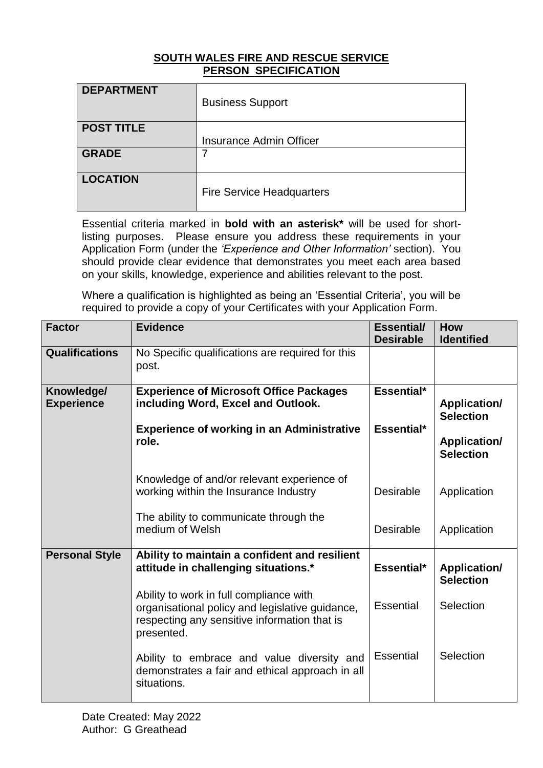**SOUTH WALES FIRE AND RESCUE SERVICE**
**PERSON SPECIFICATION**

| | |
|---|---|
| **DEPARTMENT** | Business Support |
| **POST TITLE** | Insurance Admin Officer |
| **GRADE** | 7 |
| **LOCATION** | Fire Service Headquarters |

Essential criteria marked in **bold with an asterisk*** will be used for short-listing purposes. Please ensure you address these requirements in your Application Form (under the *'Experience and Other Information'* section). You should provide clear evidence that demonstrates you meet each area based on your skills, knowledge, experience and abilities relevant to the post.

Where a qualification is highlighted as being an 'Essential Criteria', you will be required to provide a copy of your Certificates with your Application Form.

| Factor | Evidence | Essential/ Desirable | How Identified |
|---|---|---|---|
| **Qualifications** | No Specific qualifications are required for this post. | | |
| **Knowledge/ Experience** | **Experience of Microsoft Office Packages including Word, Excel and Outlook.** | **Essential*** | **Application/ Selection** |
| | **Experience of working in an Administrative role.** | **Essential*** | **Application/ Selection** |
| | Knowledge of and/or relevant experience of working within the Insurance Industry | Desirable | Application |
| | The ability to communicate through the medium of Welsh | Desirable | Application |
| **Personal Style** | **Ability to maintain a confident and resilient attitude in challenging situations.*** | **Essential*** | **Application/ Selection** |
| | Ability to work in full compliance with organisational policy and legislative guidance, respecting any sensitive information that is presented. | Essential | Selection |
| | Ability to embrace and value diversity and demonstrates a fair and ethical approach in all situations. | Essential | Selection |

Date Created: May 2022
Author: G Greathead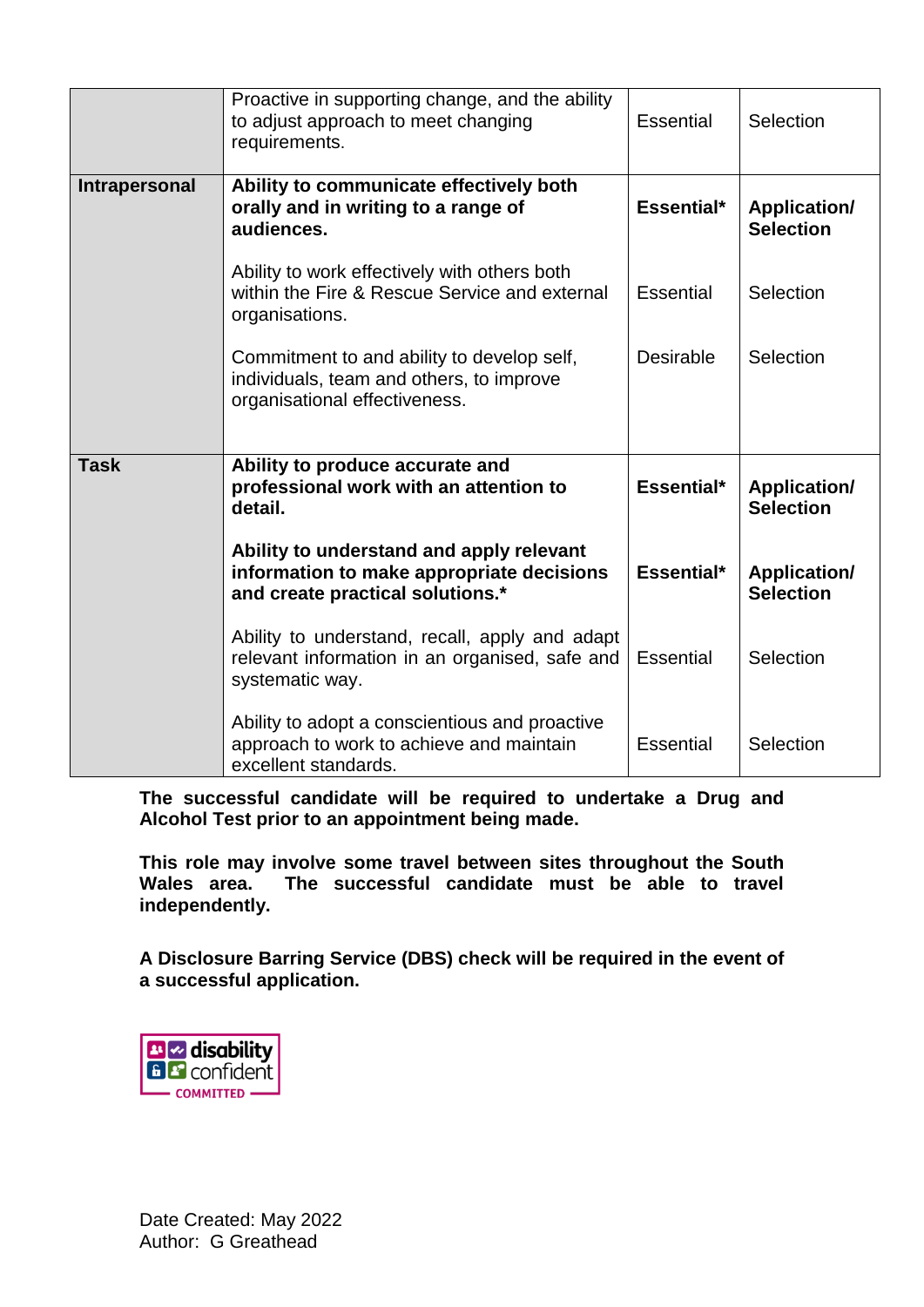| | | | |
|---|---|---|---|
| | Proactive in supporting change, and the ability to adjust approach to meet changing requirements. | Essential | Selection |
| **Intrapersonal** | **Ability to communicate effectively both orally and in writing to a range of audiences.** | **Essential*** | **Application/ Selection** |
| | Ability to work effectively with others both within the Fire & Rescue Service and external organisations. | Essential | Selection |
| | Commitment to and ability to develop self, individuals, team and others, to improve organisational effectiveness. | Desirable | Selection |
| **Task** | **Ability to produce accurate and professional work with an attention to detail.** | **Essential*** | **Application/ Selection** |
| | **Ability to understand and apply relevant information to make appropriate decisions and create practical solutions.*** | **Essential*** | **Application/ Selection** |
| | Ability to understand, recall, apply and adapt relevant information in an organised, safe and systematic way. | Essential | Selection |
| | Ability to adopt a conscientious and proactive approach to work to achieve and maintain excellent standards. | Essential | Selection |

**The successful candidate will be required to undertake a Drug and Alcohol Test prior to an appointment being made.**

**This role may involve some travel between sites throughout the South Wales area. The successful candidate must be able to travel independently.**

**A Disclosure Barring Service (DBS) check will be required in the event of a successful application.**

disability confident COMMITTED

Date Created: May 2022
Author: G Greathead